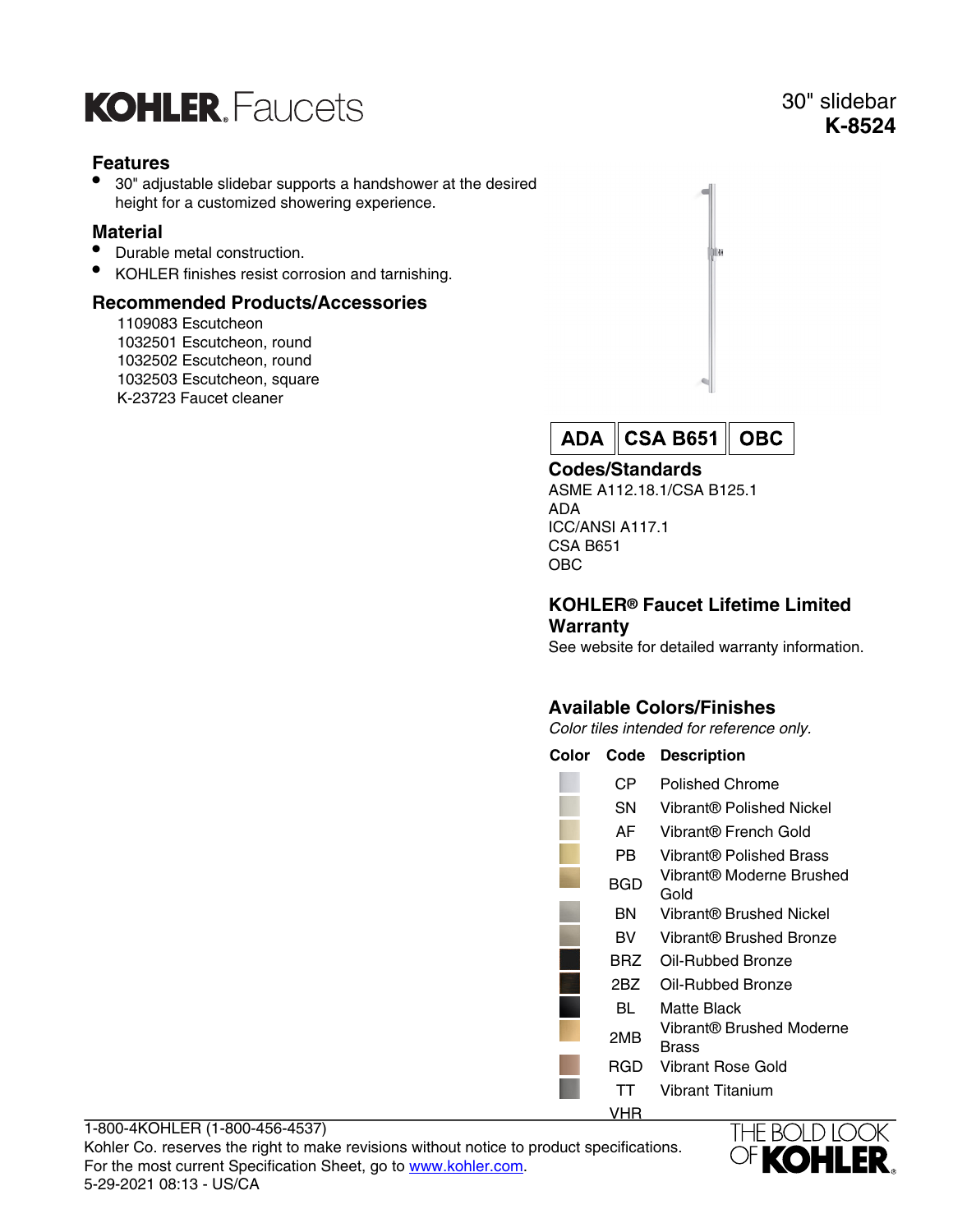# KOHLER. Faucets

30" slidebar
**K-8524**

## Features

- 30" adjustable slidebar supports a handshower at the desired height for a customized showering experience.

## Material

- Durable metal construction.
- KOHLER finishes resist corrosion and tarnishing.

## Recommended Products/Accessories

1109083 Escutcheon
1032501 Escutcheon, round
1032502 Escutcheon, round
1032503 Escutcheon, square
K-23723 Faucet cleaner

ADA | CSA B651 | OBC

## Codes/Standards

ASME A112.18.1/CSA B125.1
ADA
ICC/ANSI A117.1
CSA B651
OBC

## KOHLER® Faucet Lifetime Limited Warranty

See website for detailed warranty information.

## Available Colors/Finishes

*Color tiles intended for reference only.*

| Color | Code | Description |
|---|---|---|
| | CP | Polished Chrome |
| | SN | Vibrant® Polished Nickel |
| | AF | Vibrant® French Gold |
| | PB | Vibrant® Polished Brass |
| | BGD | Vibrant® Moderne Brushed Gold |
| | BN | Vibrant® Brushed Nickel |
| | BV | Vibrant® Brushed Bronze |
| | BRZ | Oil-Rubbed Bronze |
| | 2BZ | Oil-Rubbed Bronze |
| | BL | Matte Black |
| | 2MB | Vibrant® Brushed Moderne Brass |
| | RGD | Vibrant Rose Gold |
| | TT | Vibrant Titanium |
| | VHR | |

1-800-4KOHLER (1-800-456-4537)
Kohler Co. reserves the right to make revisions without notice to product specifications.
For the most current Specification Sheet, go to www.kohler.com.
5-29-2021 08:13 - US/CA

THE BOLD LOOK OF KOHLER.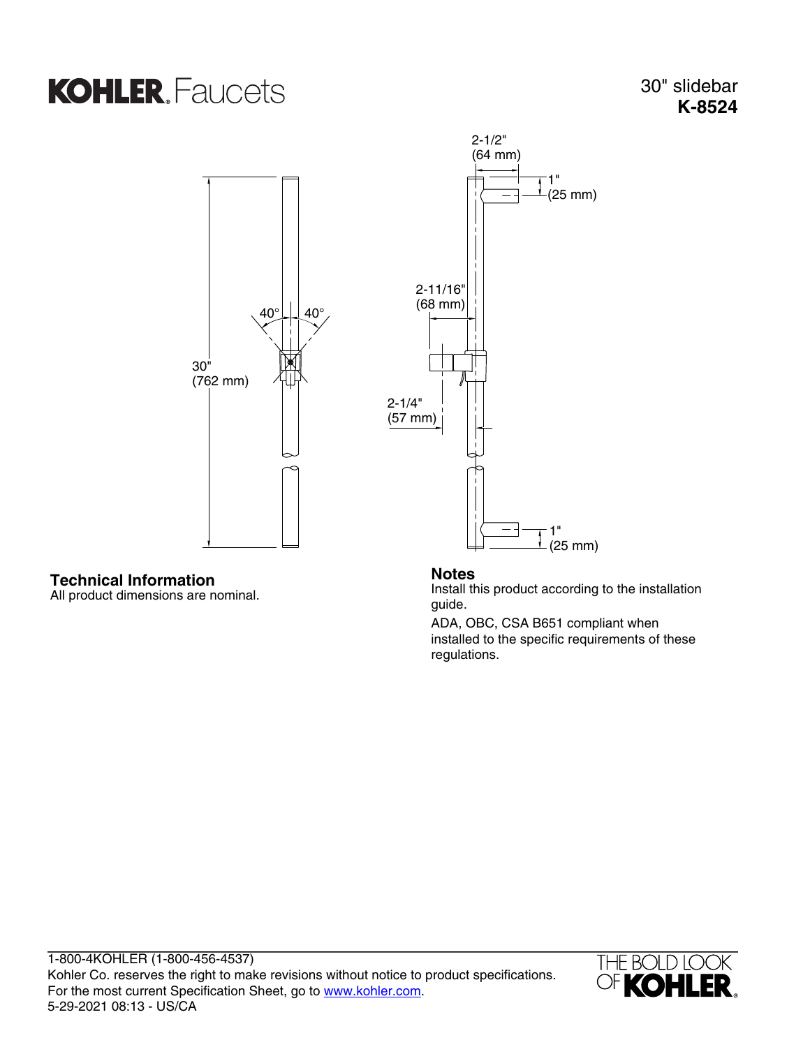# KOHLER. Faucets

30" slidebar
**K-8524**

30"
(762 mm)

40°
40°

2-1/2"
(64 mm)

1"
(25 mm)

2-11/16"
(68 mm)

2-1/4"
(57 mm)

1"
(25 mm)

## Technical Information

All product dimensions are nominal.

## Notes

Install this product according to the installation guide.

ADA, OBC, CSA B651 compliant when installed to the specific requirements of these regulations.

1-800-4KOHLER (1-800-456-4537)
Kohler Co. reserves the right to make revisions without notice to product specifications.
For the most current Specification Sheet, go to www.kohler.com.
5-29-2021 08:13 - US/CA

THE BOLD LOOK OF KOHLER.